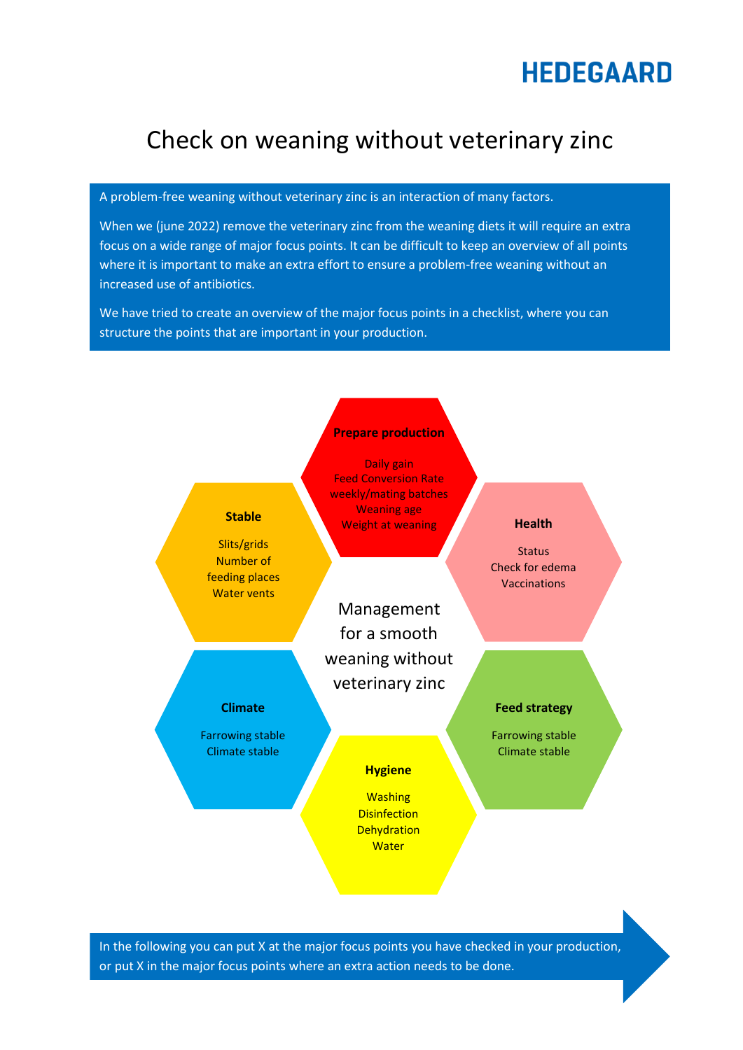HEDEGAARD

# Check on weaning without veterinary zinc

A problem-free weaning without veterinary zinc is an interaction of many factors.

When we (june 2022) remove the veterinary zinc from the weaning diets it will require an extra focus on a wide range of major focus points. It can be difficult to keep an overview of all points where it is important to make an extra effort to ensure a problem-free weaning without an increased use of antibiotics.

We have tried to create an overview of the major focus points in a checklist, where you can structure the points that are important in your production.

**Management for a smooth weaning without veterinary zinc**

**Prepare production**

Daily gain
Feed Conversion Rate
weekly/mating batches
Weaning age
Weight at weaning

**Health**

Status
Check for edema
Vaccinations

**Feed strategy**

Farrowing stable
Climate stable

**Hygiene**

Washing
Disinfection
Dehydration
Water

**Climate**

Farrowing stable
Climate stable

**Stable**

Slits/grids
Number of feeding places
Water vents

In the following you can put X at the major focus points you have checked in your production, or put X in the major focus points where an extra action needs to be done.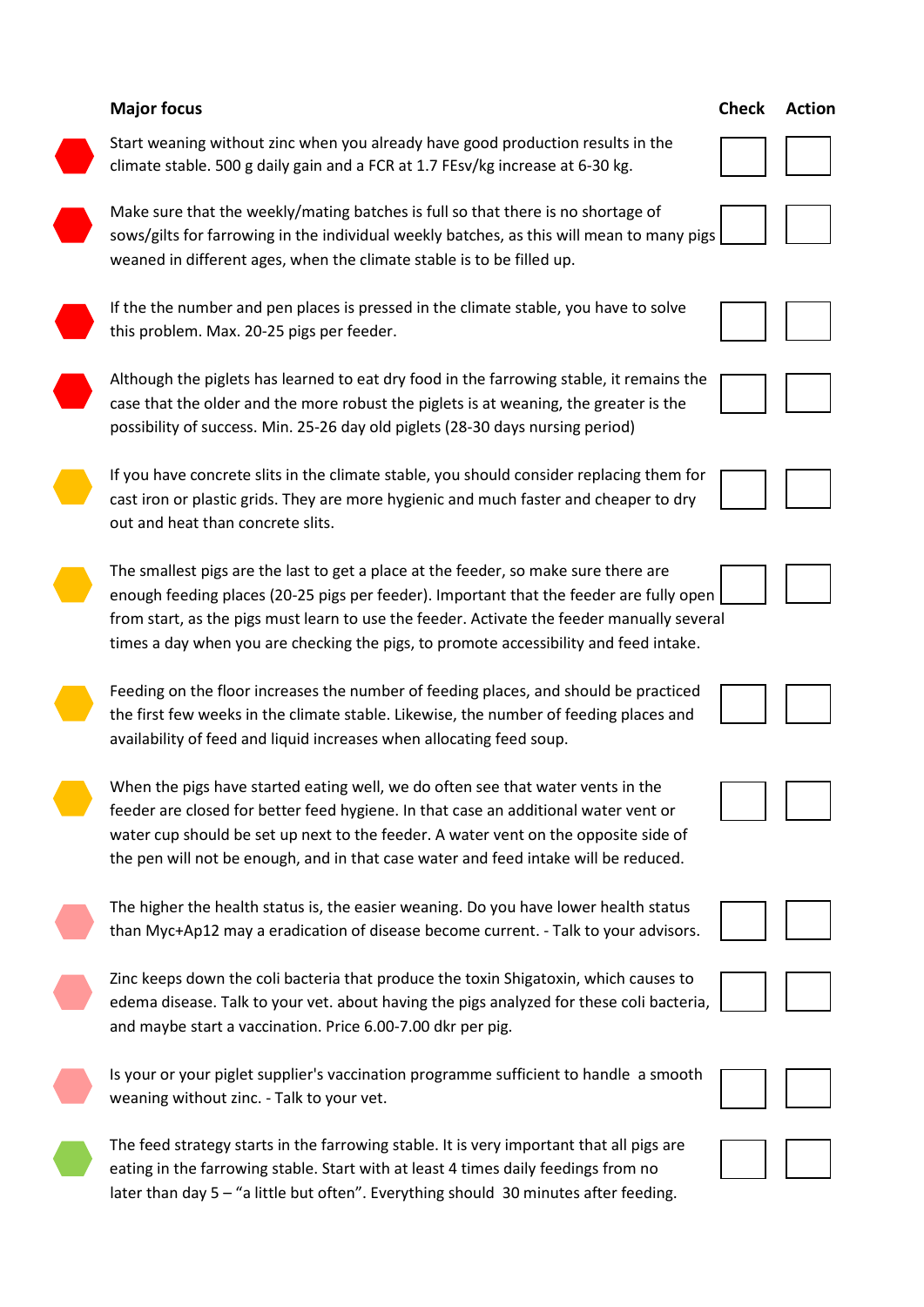| Major focus | Check | Action |
| --- | --- | --- |
| Start weaning without zinc when you already have good production results in the climate stable. 500 g daily gain and a FCR at 1.7 FEsv/kg increase at 6-30 kg. | | |
| Make sure that the weekly/mating batches is full so that there is no shortage of sows/gilts for farrowing in the individual weekly batches, as this will mean to many pigs weaned in different ages, when the climate stable is to be filled up. | | |
| If the the number and pen places is pressed in the climate stable, you have to solve this problem. Max. 20-25 pigs per feeder. | | |
| Although the piglets has learned to eat dry food in the farrowing stable, it remains the case that the older and the more robust the piglets is at weaning, the greater is the possibility of success. Min. 25-26 day old piglets (28-30 days nursing period) | | |
| If you have concrete slits in the climate stable, you should consider replacing them for cast iron or plastic grids. They are more hygienic and much faster and cheaper to dry out and heat than concrete slits. | | |
| The smallest pigs are the last to get a place at the feeder, so make sure there are enough feeding places (20-25 pigs per feeder). Important that the feeder are fully open from start, as the pigs must learn to use the feeder. Activate the feeder manually several times a day when you are checking the pigs, to promote accessibility and feed intake. | | |
| Feeding on the floor increases the number of feeding places, and should be practiced the first few weeks in the climate stable. Likewise, the number of feeding places and availability of feed and liquid increases when allocating feed soup. | | |
| When the pigs have started eating well, we do often see that water vents in the feeder are closed for better feed hygiene. In that case an additional water vent or water cup should be set up next to the feeder. A water vent on the opposite side of the pen will not be enough, and in that case water and feed intake will be reduced. | | |
| The higher the health status is, the easier weaning. Do you have lower health status than Myc+Ap12 may a eradication of disease become current. - Talk to your advisors. | | |
| Zinc keeps down the coli bacteria that produce the toxin Shigatoxin, which causes to edema disease. Talk to your vet. about having the pigs analyzed for these coli bacteria, and maybe start a vaccination. Price 6.00-7.00 dkr per pig. | | |
| Is your or your piglet supplier's vaccination programme sufficient to handle a smooth weaning without zinc. - Talk to your vet. | | |
| The feed strategy starts in the farrowing stable. It is very important that all pigs are eating in the farrowing stable. Start with at least 4 times daily feedings from no later than day 5 – "a little but often". Everything should 30 minutes after feeding. | | |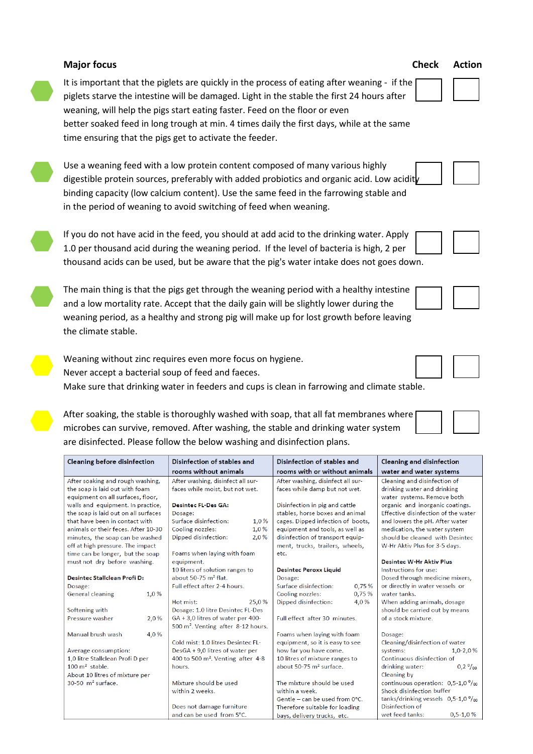| Major focus | Check | Action |
|---|---|---|
| It is important that the piglets are quickly in the process of eating after weaning - if the piglets starve the intestine will be damaged. Light in the stable the first 24 hours after weaning, will help the pigs start eating faster. Feed on the floor or even better soaked feed in long trough at min. 4 times daily the first days, while at the same time ensuring that the pigs get to activate the feeder. | ☐ | ☐ |
| Use a weaning feed with a low protein content composed of many various highly digestible protein sources, preferably with added probiotics and organic acid. Low acidity binding capacity (low calcium content). Use the same feed in the farrowing stable and in the period of weaning to avoid switching of feed when weaning. | ☐ | ☐ |
| If you do not have acid in the feed, you should at add acid to the drinking water. Apply 1.0 per thousand acid during the weaning period. If the level of bacteria is high, 2 per thousand acids can be used, but be aware that the pig's water intake does not goes down. | ☐ | ☐ |
| The main thing is that the pigs get through the weaning period with a healthy intestine and a low mortality rate. Accept that the daily gain will be slightly lower during the weaning period, as a healthy and strong pig will make up for lost growth before leaving the climate stable. | ☐ | ☐ |
| Weaning without zinc requires even more focus on hygiene. Never accept a bacterial soup of feed and faeces. Make sure that drinking water in feeders and cups is clean in farrowing and climate stable. | ☐ | ☐ |
| After soaking, the stable is thoroughly washed with soap, that all fat membranes where microbes can survive, removed. After washing, the stable and drinking water system are disinfected. Please follow the below washing and disinfection plans. | ☐ | ☐ |

| Cleaning before disinfection | Disinfection of stables and rooms without animals | Disinfection of stables and rooms with or without animals | Cleaning and disinfection water and water systems |
|---|---|---|---|
| After soaking and rough washing, the soap is laid out with foam equipment on all surfaces, floor, walls and equipment. In practice, the soap is laid out on all surfaces that have been in contact with animals or their feces. After 10-30 minutes, the soap can be washed off at high pressure. The impact time can be longer, but the soap must not dry before washing.<br><br>**Desintec Stallclean Profi D:**<br>Dosage:<br>General cleaning 1,0 %<br><br>Softening with Pressure washer 2,0 %<br><br>Manual brush wash 4,0 %<br><br>Average consumption:<br>1,0 litre Stallclean Profi D per 100 m² stable.<br>About 10 litres of mixture per 30-50 m² surface. | After washing, disinfect all surfaces while moist, but not wet.<br><br>**Desintec FL-Des GA:**<br>Dosage:<br>Surface disinfection: 1,0 %<br>Cooling nozzles: 1,0 %<br>Dipped disinfection: 2,0 %<br><br>Foams when laying with foam equipment.<br>10 liters of solution ranges to about 50-75 m² flat.<br>Full effect after 2-4 hours.<br><br>Hot mist: 25,0 %<br>Dosage: 1.0 litre Desintec FL-Des GA + 3,0 litres of water per 400-500 m². Venting after 8-12 hours.<br><br>Cold mist: 1.0 litres Desintec FL-DesGA + 9,0 litres of water per 400 to 500 m². Venting after 4-8 hours.<br><br>Mixture should be used within 2 weeks.<br><br>Does not damage furniture and can be used from 5°C. | After washing, disinfect all surfaces while damp but not wet.<br><br>Disinfection in pig and cattle stables, horse boxes and animal cages. Dipped infection of boots, equipment and tools, as well as disinfection of transport equipment, trucks, trailers, wheels, etc.<br><br>**Desintec Peroxx Liquid**<br>Dosage:<br>Surface disinfection: 0,75 %<br>Cooling nozzles: 0,75 %<br>Dipped disinfection: 4,0 %<br><br>Full effect after 30 minutes.<br><br>Foams when laying with foam equipment, so it is easy to see how far you have come.<br>10 litres of mixture ranges to about 50-75 m² surface.<br><br>The mixture should be used within a week.<br>Gentle – can be used from 0°C. Therefore suitable for loading bays, delivery trucks, etc. | Cleaning and disinfection of drinking water and drinking water systems. Remove both organic and inorganic coatings. Effective disinfection of the water and lowers the pH. After water medication, the water system should be cleaned with Desintec W-Hr Aktiv Plus for 3-5 days.<br><br>**Desintec W-Hr Aktiv Plus**<br>Instructions for use:<br>Dosed through medicine mixers, or directly in water vessels or water tanks.<br>When adding animals, dosage should be carried out by means of a stock mixture.<br><br>Dosage:<br>Cleaning/disinfection of water systems: 1,0-2,0 %<br>Continuous disinfection of drinking water: 0,2 ‰<br>Cleaning by continuous operation: 0,5-1,0 ‰<br>Shock disinfection buffer tanks/drinking vessels 0,5-1,0 ‰<br>Disinfection of wet feed tanks: 0,5-1,0 % |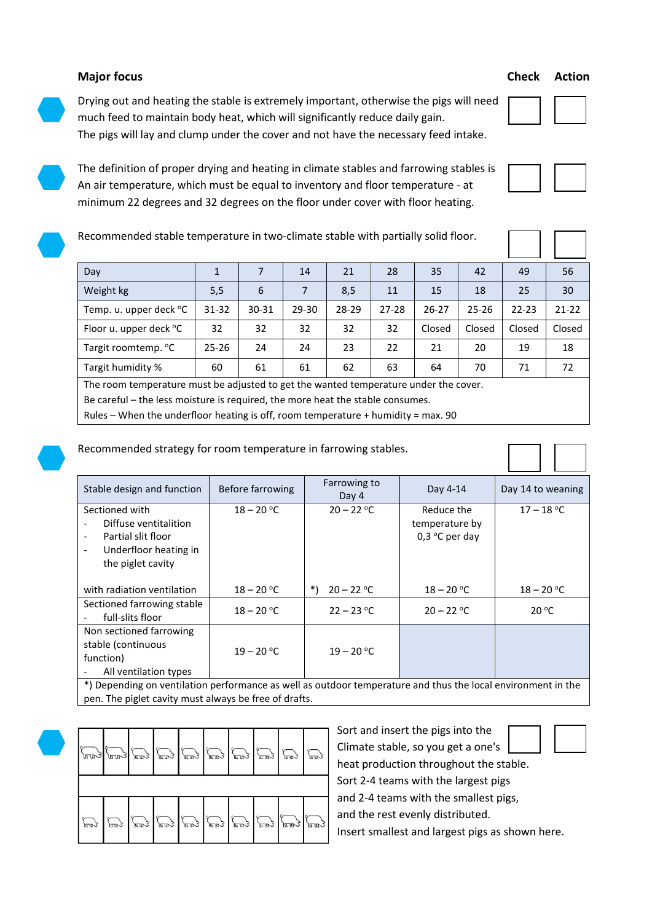**Major focus** | **Check** | **Action**

Drying out and heating the stable is extremely important, otherwise the pigs will need much feed to maintain body heat, which will significantly reduce daily gain.
The pigs will lay and clump under the cover and not have the necessary feed intake.

The definition of proper drying and heating in climate stables and farrowing stables is An air temperature, which must be equal to inventory and floor temperature - at minimum 22 degrees and 32 degrees on the floor under cover with floor heating.

Recommended stable temperature in two-climate stable with partially solid floor.

| Day | 1 | 7 | 14 | 21 | 28 | 35 | 42 | 49 | 56 |
|---|---|---|---|---|---|---|---|---|---|
| Weight kg | 5,5 | 6 | 7 | 8,5 | 11 | 15 | 18 | 25 | 30 |
| Temp. u. upper deck °C | 31-32 | 30-31 | 29-30 | 28-29 | 27-28 | 26-27 | 25-26 | 22-23 | 21-22 |
| Floor u. upper deck °C | 32 | 32 | 32 | 32 | 32 | Closed | Closed | Closed | Closed |
| Targit roomtemp. °C | 25-26 | 24 | 24 | 23 | 22 | 21 | 20 | 19 | 18 |
| Targit humidity % | 60 | 61 | 61 | 62 | 63 | 64 | 70 | 71 | 72 |

The room temperature must be adjusted to get the wanted temperature under the cover.
Be careful – the less moisture is required, the more heat the stable consumes.
Rules – When the underfloor heating is off, room temperature + humidity = max. 90

Recommended strategy for room temperature in farrowing stables.

| Stable design and function | Before farrowing | Farrowing to Day 4 | Day 4-14 | Day 14 to weaning |
|---|---|---|---|---|
| Sectioned with<br>- Diffuse ventilation<br>- Partial slit floor<br>- Underfloor heating in the piglet cavity | 18 – 20 °C | 20 – 22 °C | Reduce the temperature by 0,3 °C per day | 17 – 18 °C |
| with radiation ventilation | 18 – 20 °C | *) 20 – 22 °C | 18 – 20 °C | 18 – 20 °C |
| Sectioned farrowing stable<br>- full-slits floor | 18 – 20 °C | 22 – 23 °C | 20 – 22 °C | 20 °C |
| Non sectioned farrowing stable (continuous function)<br>- All ventilation types | 19 – 20 °C | 19 – 20 °C | | |

*) Depending on ventilation performance as well as outdoor temperature and thus the local environment in the pen. The piglet cavity must always be free of drafts.

Sort and insert the pigs into the Climate stable, so you get a one's heat production throughout the stable.
Sort 2-4 teams with the largest pigs and 2-4 teams with the smallest pigs, and the rest evenly distributed.
Insert smallest and largest pigs as shown here.